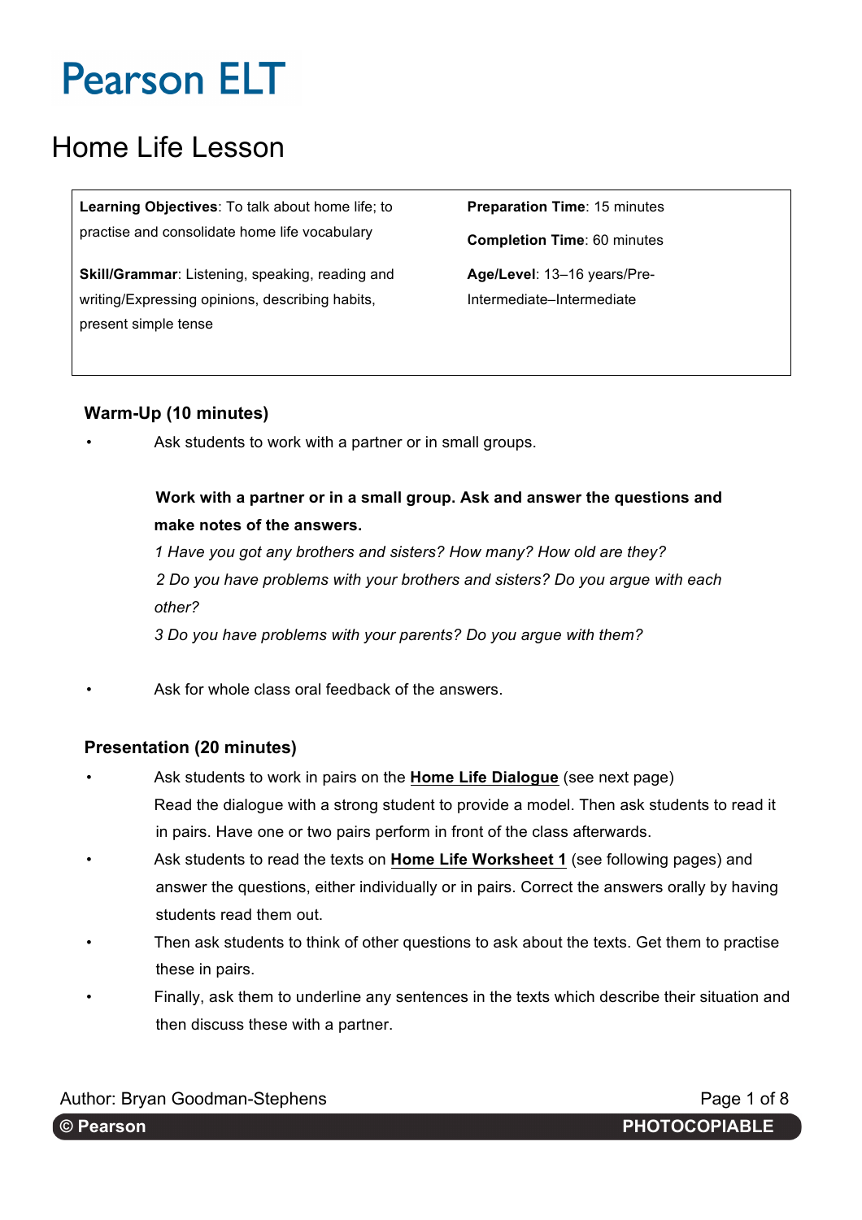# Pearson ELT

## Home Life Lesson

| | |
|---|---|
| **Learning Objectives**: To talk about home life; to practise and consolidate home life vocabulary | **Preparation Time**: 15 minutes |
| | **Completion Time**: 60 minutes |
| **Skill/Grammar**: Listening, speaking, reading and writing/Expressing opinions, describing habits, present simple tense | **Age/Level**: 13–16 years/Pre-Intermediate–Intermediate |

### Warm-Up (10 minutes)

- Ask students to work with a partner or in small groups.

  **Work with a partner or in a small group. Ask and answer the questions and make notes of the answers.**

  *1 Have you got any brothers and sisters? How many? How old are they?*

  *2 Do you have problems with your brothers and sisters? Do you argue with each other?*

  *3 Do you have problems with your parents? Do you argue with them?*

- Ask for whole class oral feedback of the answers.

### Presentation (20 minutes)

- Ask students to work in pairs on the **Home Life Dialogue** (see next page) Read the dialogue with a strong student to provide a model. Then ask students to read it in pairs. Have one or two pairs perform in front of the class afterwards.
- Ask students to read the texts on **Home Life Worksheet 1** (see following pages) and answer the questions, either individually or in pairs. Correct the answers orally by having students read them out.
- Then ask students to think of other questions to ask about the texts. Get them to practise these in pairs.
- Finally, ask them to underline any sentences in the texts which describe their situation and then discuss these with a partner.

Author: Bryan Goodman-Stephens

© Pearson PHOTOCOPIABLE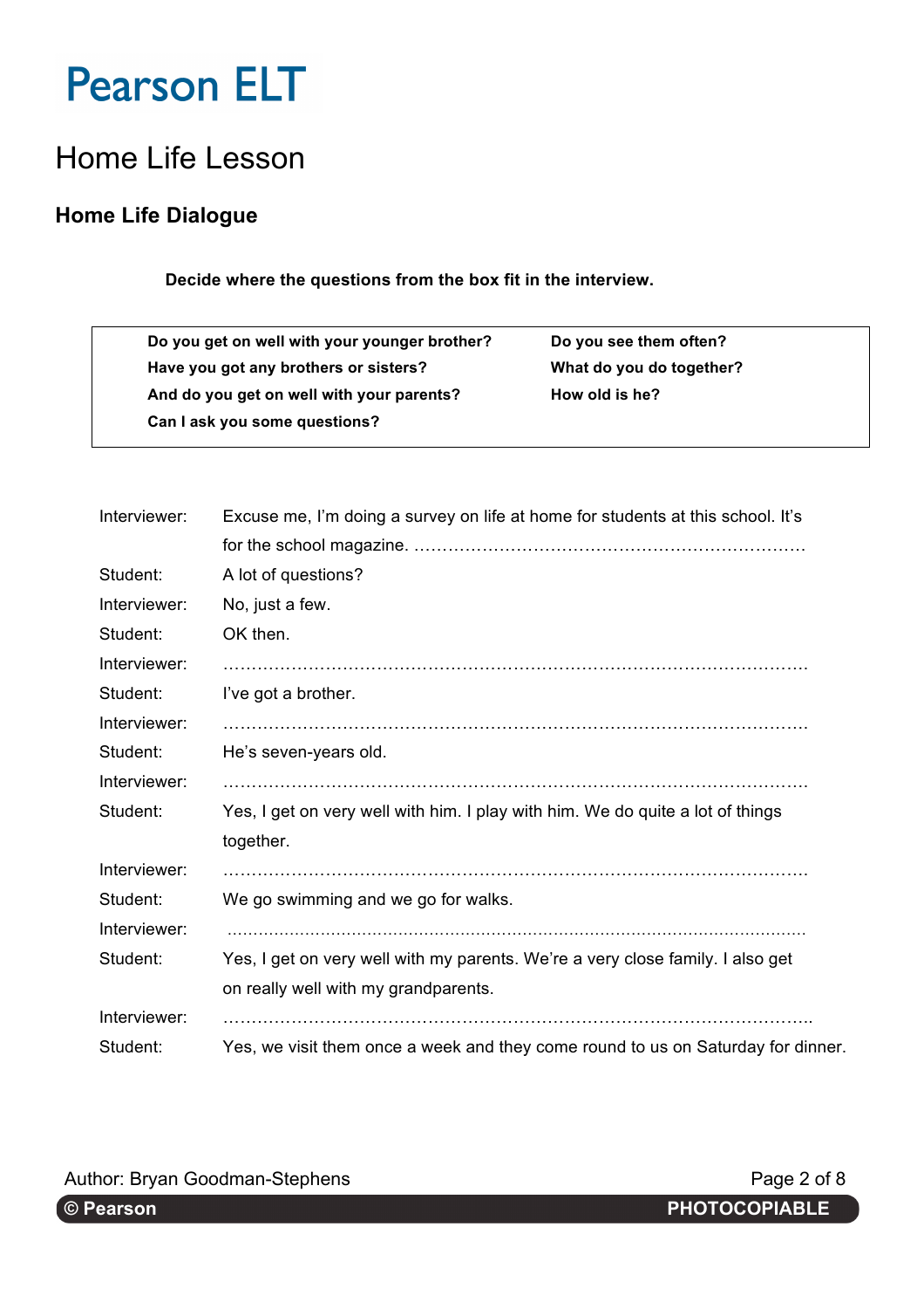# Home Life Lesson

## Home Life Dialogue

**Decide where the questions from the box fit in the interview.**

| | |
|---|---|
| **Do you get on well with your younger brother?** | **Do you see them often?** |
| **Have you got any brothers or sisters?** | **What do you do together?** |
| **And do you get on well with your parents?** | **How old is he?** |
| **Can I ask you some questions?** | |

| | |
|---|---|
| Interviewer: | Excuse me, I'm doing a survey on life at home for students at this school. It's for the school magazine. …………………………………………………………… |
| Student: | A lot of questions? |
| Interviewer: | No, just a few. |
| Student: | OK then. |
| Interviewer: | ………………………………………………………………………………………… |
| Student: | I've got a brother. |
| Interviewer: | ………………………………………………………………………………………… |
| Student: | He's seven-years old. |
| Interviewer: | ………………………………………………………………………………………… |
| Student: | Yes, I get on very well with him. I play with him. We do quite a lot of things together. |
| Interviewer: | ………………………………………………………………………………………… |
| Student: | We go swimming and we go for walks. |
| Interviewer: | ………………………………………………………………………………………… |
| Student: | Yes, I get on very well with my parents. We're a very close family. I also get on really well with my grandparents. |
| Interviewer: | ………………………………………………………………………………………… |
| Student: | Yes, we visit them once a week and they come round to us on Saturday for dinner. |

Author: Bryan Goodman-Stephens

© Pearson PHOTOCOPIABLE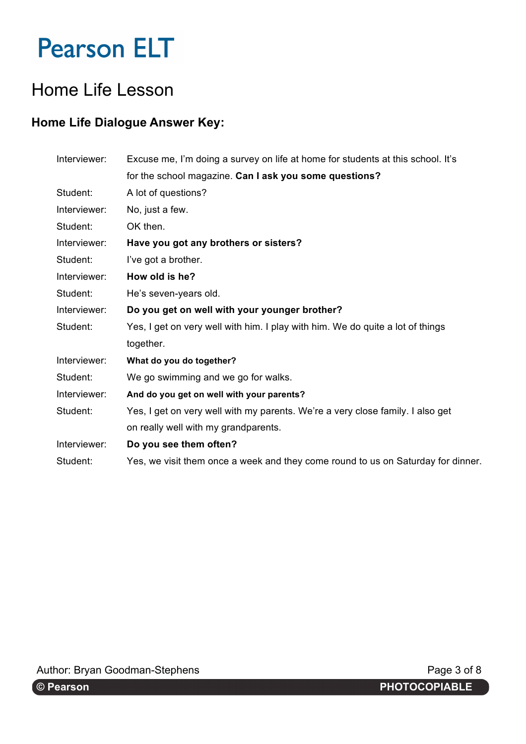Pearson ELT

# Home Life Lesson

## Home Life Dialogue Answer Key:

| | |
|---|---|
| Interviewer: | Excuse me, I'm doing a survey on life at home for students at this school. It's for the school magazine. **Can I ask you some questions?** |
| Student: | A lot of questions? |
| Interviewer: | No, just a few. |
| Student: | OK then. |
| Interviewer: | **Have you got any brothers or sisters?** |
| Student: | I've got a brother. |
| Interviewer: | **How old is he?** |
| Student: | He's seven-years old. |
| Interviewer: | **Do you get on well with your younger brother?** |
| Student: | Yes, I get on very well with him. I play with him. We do quite a lot of things together. |
| Interviewer: | **What do you do together?** |
| Student: | We go swimming and we go for walks. |
| Interviewer: | **And do you get on well with your parents?** |
| Student: | Yes, I get on very well with my parents. We're a very close family. I also get on really well with my grandparents. |
| Interviewer: | **Do you see them often?** |
| Student: | Yes, we visit them once a week and they come round to us on Saturday for dinner. |

Author: Bryan Goodman-Stephens

© Pearson PHOTOCOPIABLE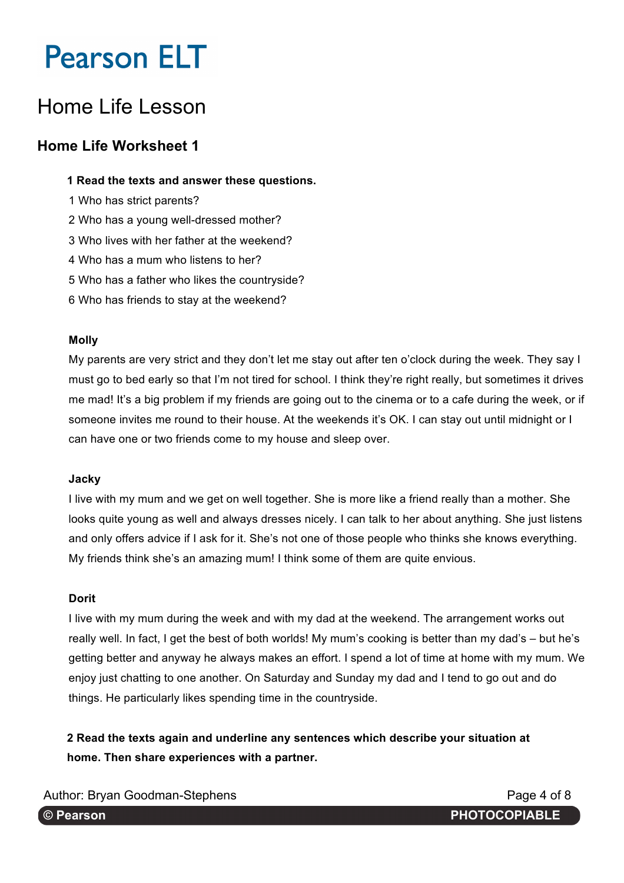# Pearson ELT

## Home Life Lesson

### Home Life Worksheet 1

**1 Read the texts and answer these questions.**

1 Who has strict parents?

2 Who has a young well-dressed mother?

3 Who lives with her father at the weekend?

4 Who has a mum who listens to her?

5 Who has a father who likes the countryside?

6 Who has friends to stay at the weekend?

**Molly**

My parents are very strict and they don't let me stay out after ten o'clock during the week. They say I must go to bed early so that I'm not tired for school. I think they're right really, but sometimes it drives me mad! It's a big problem if my friends are going out to the cinema or to a cafe during the week, or if someone invites me round to their house. At the weekends it's OK. I can stay out until midnight or I can have one or two friends come to my house and sleep over.

**Jacky**

I live with my mum and we get on well together. She is more like a friend really than a mother. She looks quite young as well and always dresses nicely. I can talk to her about anything. She just listens and only offers advice if I ask for it. She's not one of those people who thinks she knows everything. My friends think she's an amazing mum! I think some of them are quite envious.

**Dorit**

I live with my mum during the week and with my dad at the weekend. The arrangement works out really well. In fact, I get the best of both worlds! My mum's cooking is better than my dad's – but he's getting better and anyway he always makes an effort. I spend a lot of time at home with my mum. We enjoy just chatting to one another. On Saturday and Sunday my dad and I tend to go out and do things. He particularly likes spending time in the countryside.

**2 Read the texts again and underline any sentences which describe your situation at home. Then share experiences with a partner.**

Author: Bryan Goodman-Stephens

© Pearson PHOTOCOPIABLE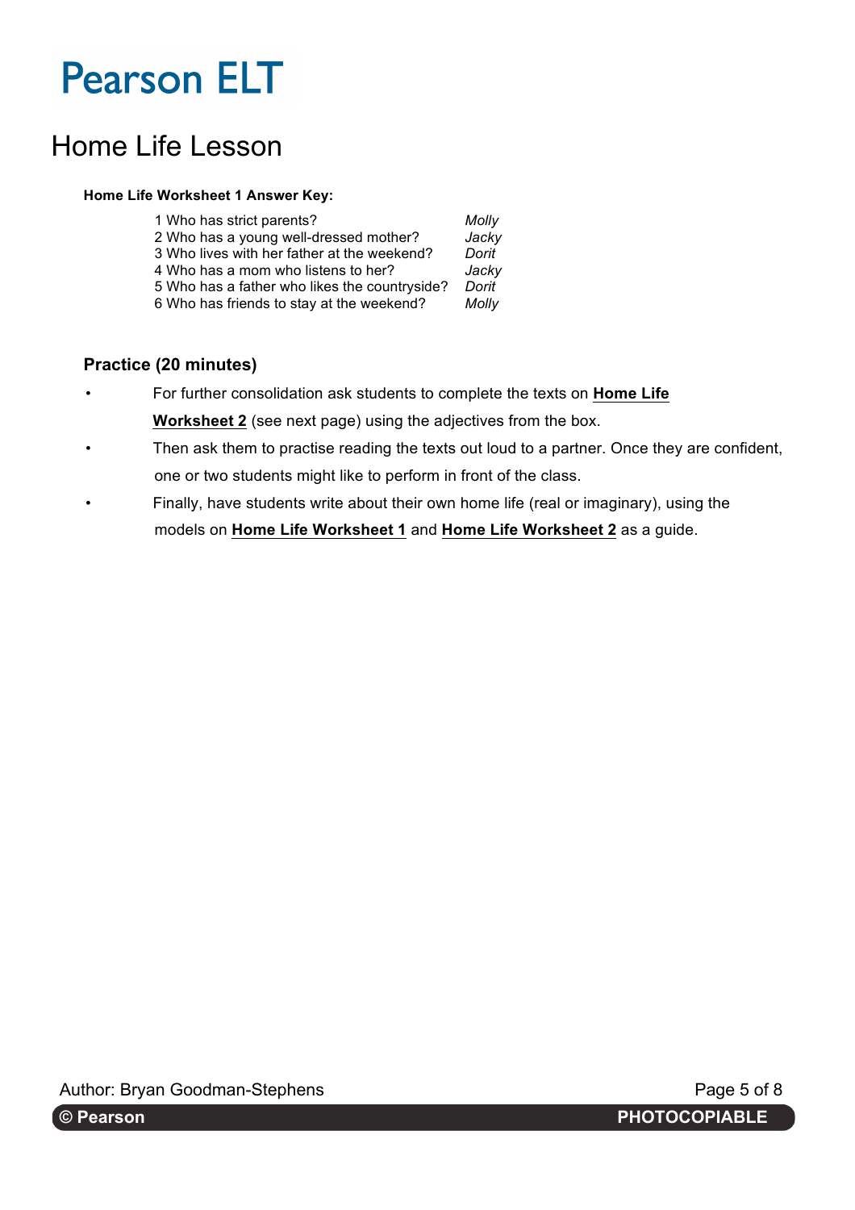# Pearson ELT

## Home Life Lesson

**Home Life Worksheet 1 Answer Key:**

| | |
|---|---|
| 1 Who has strict parents? | *Molly* |
| 2 Who has a young well-dressed mother? | *Jacky* |
| 3 Who lives with her father at the weekend? | *Dorit* |
| 4 Who has a mom who listens to her? | *Jacky* |
| 5 Who has a father who likes the countryside? | *Dorit* |
| 6 Who has friends to stay at the weekend? | *Molly* |

### Practice (20 minutes)

- For further consolidation ask students to complete the texts on **Home Life Worksheet 2** (see next page) using the adjectives from the box.
- Then ask them to practise reading the texts out loud to a partner. Once they are confident, one or two students might like to perform in front of the class.
- Finally, have students write about their own home life (real or imaginary), using the models on **Home Life Worksheet 1** and **Home Life Worksheet 2** as a guide.

Author: Bryan Goodman-Stephens

© Pearson PHOTOCOPIABLE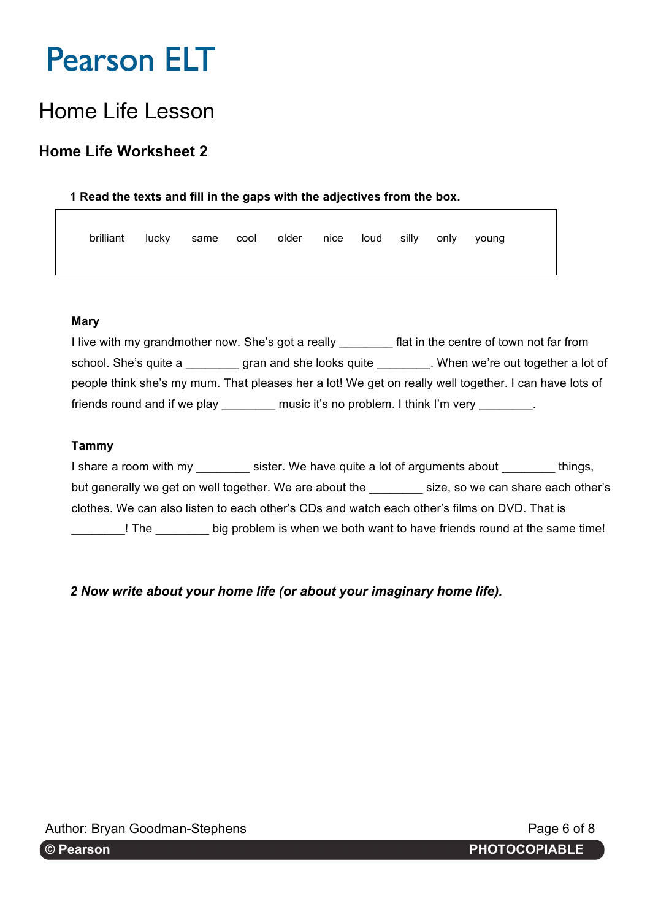# Pearson ELT

## Home Life Lesson

### Home Life Worksheet 2

**1 Read the texts and fill in the gaps with the adjectives from the box.**

| brilliant | lucky | same | cool | older | nice | loud | silly | only | young |
|---|---|---|---|---|---|---|---|---|---|

**Mary**

I live with my grandmother now. She's got a really ________ flat in the centre of town not far from school. She's quite a ________ gran and she looks quite ________. When we're out together a lot of people think she's my mum. That pleases her a lot! We get on really well together. I can have lots of friends round and if we play ________ music it's no problem. I think I'm very ________.

**Tammy**

I share a room with my ________ sister. We have quite a lot of arguments about ________ things, but generally we get on well together. We are about the ________ size, so we can share each other's clothes. We can also listen to each other's CDs and watch each other's films on DVD. That is ________! The ________ big problem is when we both want to have friends round at the same time!

***2 Now write about your home life (or about your imaginary home life).***

Author: Bryan Goodman-Stephens

**© Pearson** **PHOTOCOPIABLE**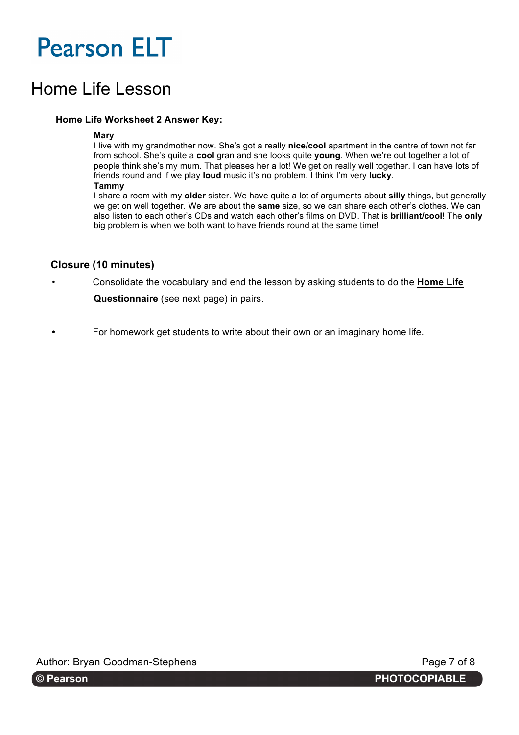# Pearson ELT

## Home Life Lesson

### Home Life Worksheet 2 Answer Key:

**Mary**
I live with my grandmother now. She's got a really **nice/cool** apartment in the centre of town not far from school. She's quite a **cool** gran and she looks quite **young**. When we're out together a lot of people think she's my mum. That pleases her a lot! We get on really well together. I can have lots of friends round and if we play **loud** music it's no problem. I think I'm very **lucky**.

**Tammy**
I share a room with my **older** sister. We have quite a lot of arguments about **silly** things, but generally we get on well together. We are about the **same** size, so we can share each other's clothes. We can also listen to each other's CDs and watch each other's films on DVD. That is **brilliant/cool**! The **only** big problem is when we both want to have friends round at the same time!

### Closure (10 minutes)

- Consolidate the vocabulary and end the lesson by asking students to do the **Home Life Questionnaire** (see next page) in pairs.
- For homework get students to write about their own or an imaginary home life.

Author: Bryan Goodman-Stephens

© Pearson PHOTOCOPIABLE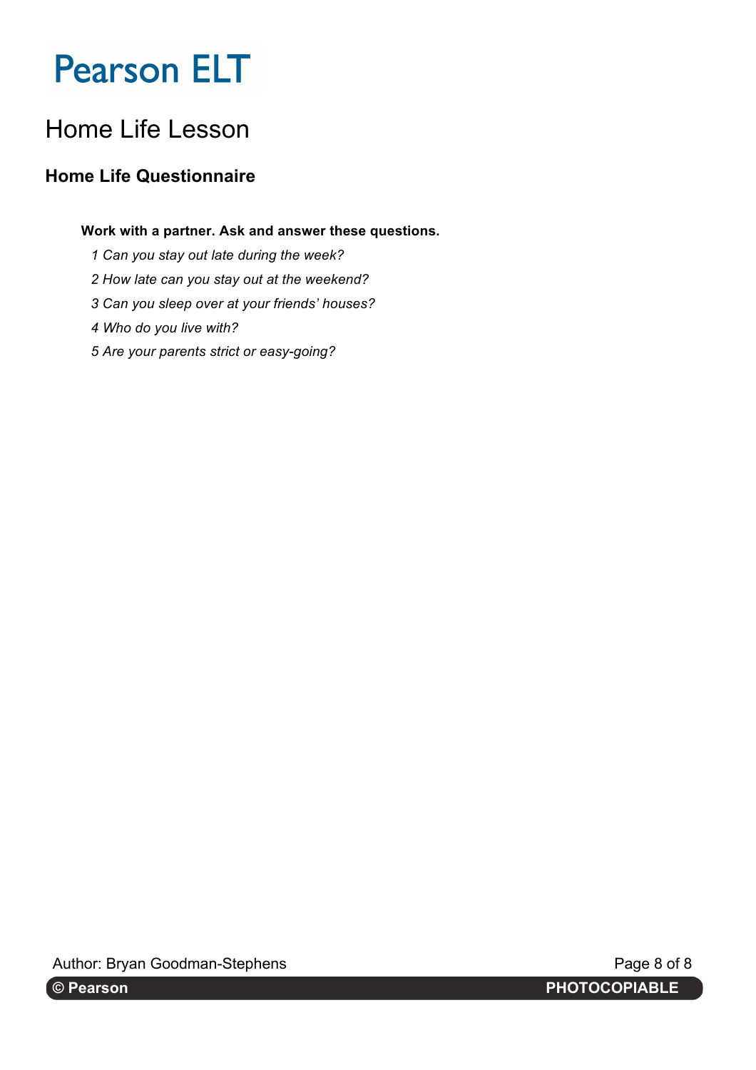Pearson ELT

# Home Life Lesson

## Home Life Questionnaire

**Work with a partner. Ask and answer these questions.**

1 *Can you stay out late during the week?*

2 *How late can you stay out at the weekend?*

3 *Can you sleep over at your friends' houses?*

4 *Who do you live with?*

5 *Are your parents strict or easy-going?*

Author: Bryan Goodman-Stephens

**© Pearson** **PHOTOCOPIABLE**